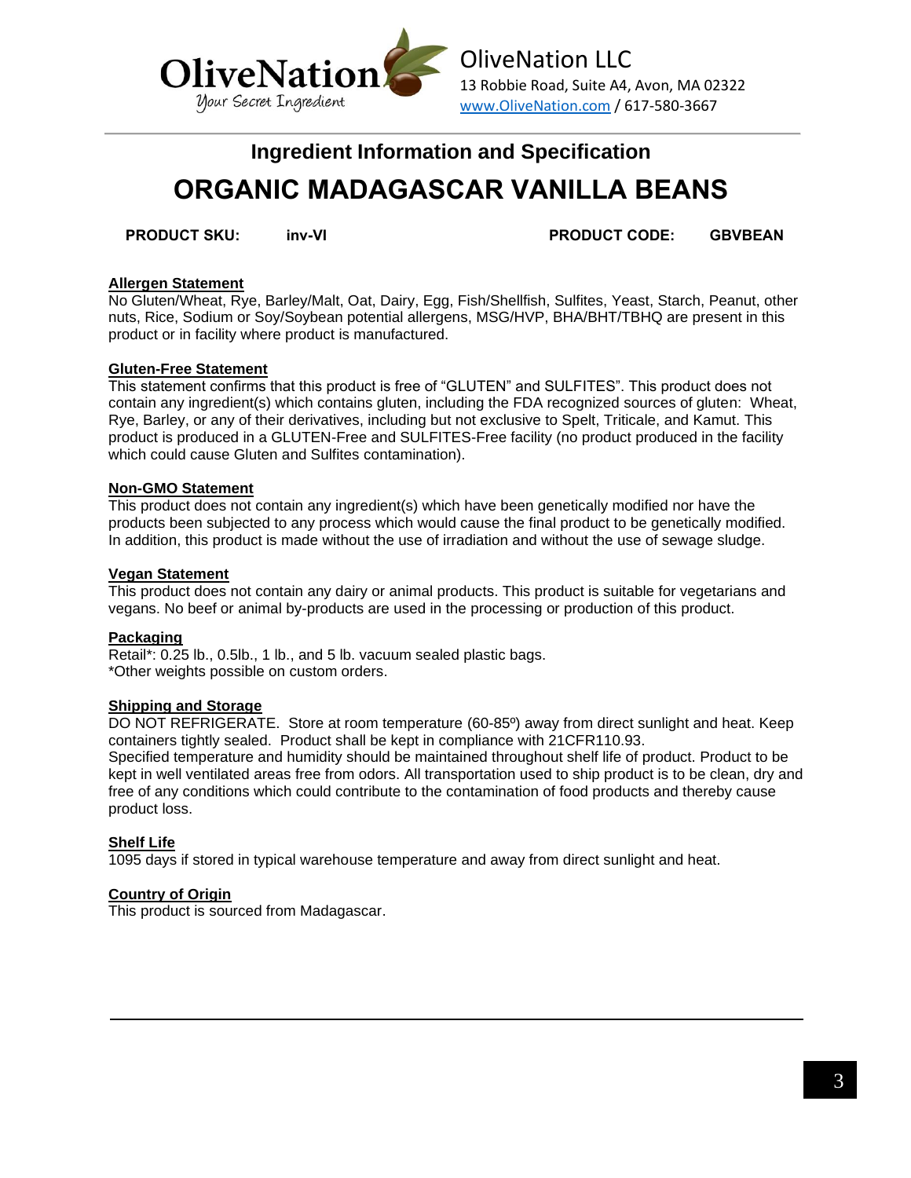OliveNation LLC
13 Robbie Road, Suite A4, Avon, MA 02322
www.OliveNation.com / 617-580-3667

## Ingredient Information and Specification

# ORGANIC MADAGASCAR VANILLA BEANS

**PRODUCT SKU:** **inv-VI** **PRODUCT CODE:** **GBVBEAN**

**Allergen Statement**
No Gluten/Wheat, Rye, Barley/Malt, Oat, Dairy, Egg, Fish/Shellfish, Sulfites, Yeast, Starch, Peanut, other nuts, Rice, Sodium or Soy/Soybean potential allergens, MSG/HVP, BHA/BHT/TBHQ are present in this product or in facility where product is manufactured.

**Gluten-Free Statement**
This statement confirms that this product is free of "GLUTEN" and SULFITES". This product does not contain any ingredient(s) which contains gluten, including the FDA recognized sources of gluten: Wheat, Rye, Barley, or any of their derivatives, including but not exclusive to Spelt, Triticale, and Kamut. This product is produced in a GLUTEN-Free and SULFITES-Free facility (no product produced in the facility which could cause Gluten and Sulfites contamination).

**Non-GMO Statement**
This product does not contain any ingredient(s) which have been genetically modified nor have the products been subjected to any process which would cause the final product to be genetically modified. In addition, this product is made without the use of irradiation and without the use of sewage sludge.

**Vegan Statement**
This product does not contain any dairy or animal products. This product is suitable for vegetarians and vegans. No beef or animal by-products are used in the processing or production of this product.

**Packaging**
Retail*: 0.25 lb., 0.5lb., 1 lb., and 5 lb. vacuum sealed plastic bags.
*Other weights possible on custom orders.

**Shipping and Storage**
DO NOT REFRIGERATE. Store at room temperature (60-85º) away from direct sunlight and heat. Keep containers tightly sealed. Product shall be kept in compliance with 21CFR110.93.
Specified temperature and humidity should be maintained throughout shelf life of product. Product to be kept in well ventilated areas free from odors. All transportation used to ship product is to be clean, dry and free of any conditions which could contribute to the contamination of food products and thereby cause product loss.

**Shelf Life**
1095 days if stored in typical warehouse temperature and away from direct sunlight and heat.

**Country of Origin**
This product is sourced from Madagascar.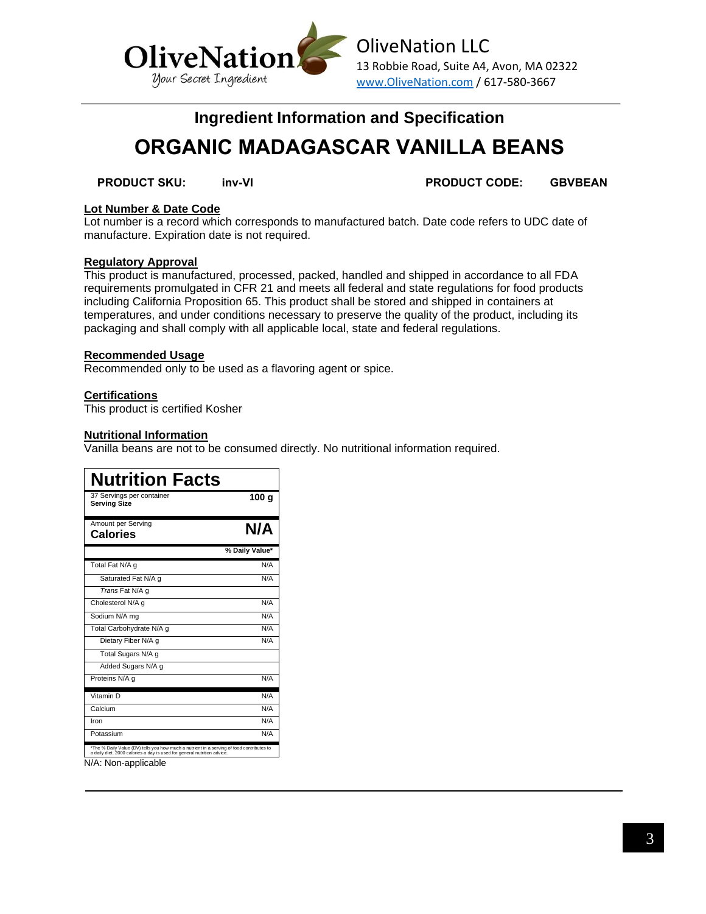OliveNation
Your Secret Ingredient

OliveNation LLC
13 Robbie Road, Suite A4, Avon, MA 02322
www.OliveNation.com / 617-580-3667

## Ingredient Information and Specification

# ORGANIC MADAGASCAR VANILLA BEANS

**PRODUCT SKU:** **inv-VI** **PRODUCT CODE:** **GBVBEAN**

**Lot Number & Date Code**
Lot number is a record which corresponds to manufactured batch. Date code refers to UDC date of manufacture. Expiration date is not required.

**Regulatory Approval**
This product is manufactured, processed, packed, handled and shipped in accordance to all FDA requirements promulgated in CFR 21 and meets all federal and state regulations for food products including California Proposition 65. This product shall be stored and shipped in containers at temperatures, and under conditions necessary to preserve the quality of the product, including its packaging and shall comply with all applicable local, state and federal regulations.

**Recommended Usage**
Recommended only to be used as a flavoring agent or spice.

**Certifications**
This product is certified Kosher

**Nutritional Information**
Vanilla beans are not to be consumed directly. No nutritional information required.

| Nutrition Facts | |
|---|---|
| 37 Servings per container<br>**Serving Size** | **100 g** |
| Amount per Serving<br>**Calories** | **N/A** |
| | **% Daily Value*** |
| Total Fat N/A g | N/A |
| Saturated Fat N/A g | N/A |
| *Trans* Fat N/A g | |
| Cholesterol N/A g | N/A |
| Sodium N/A mg | N/A |
| Total Carbohydrate N/A g | N/A |
| Dietary Fiber N/A g | N/A |
| Total Sugars N/A g | |
| Added Sugars N/A g | |
| Proteins N/A g | N/A |
| Vitamin D | N/A |
| Calcium | N/A |
| Iron | N/A |
| Potassium | N/A |

*The % Daily Value (DV) tells you how much a nutrient in a serving of food contributes to a daily diet. 2000 calories a day is used for general nutrition advice.

N/A: Non-applicable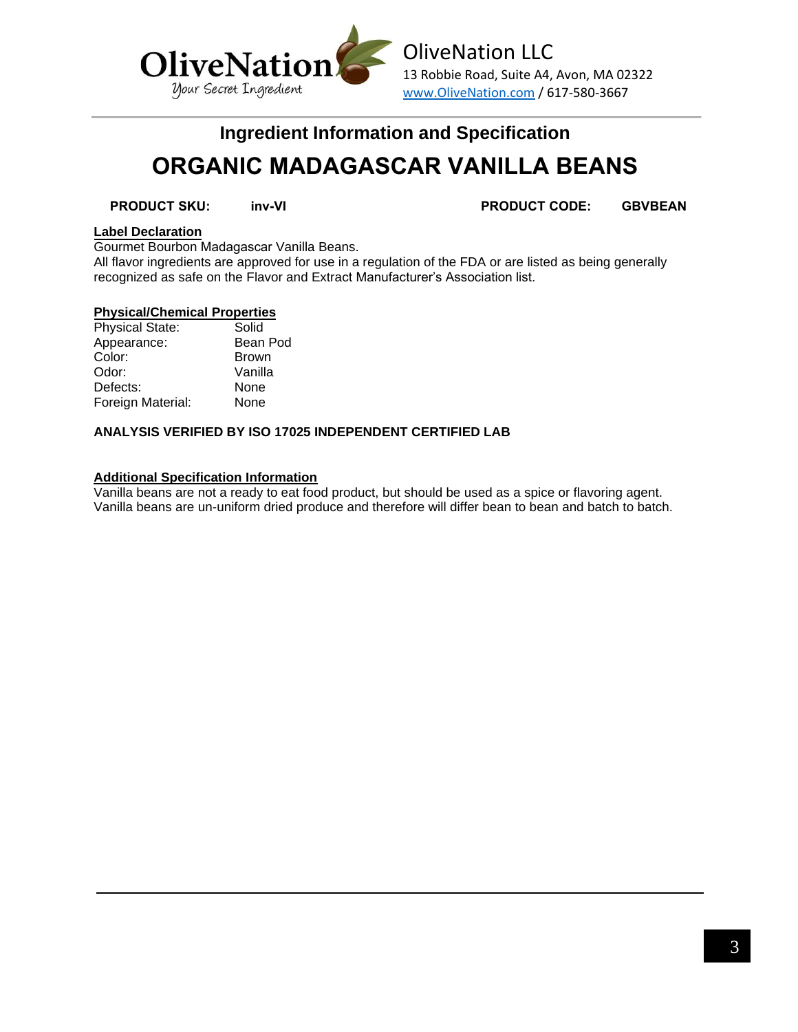OliveNation
Your Secret Ingredient

OliveNation LLC
13 Robbie Road, Suite A4, Avon, MA 02322
www.OliveNation.com / 617-580-3667

## Ingredient Information and Specification

# ORGANIC MADAGASCAR VANILLA BEANS

**PRODUCT SKU:** **inv-VI** **PRODUCT CODE:** **GBVBEAN**

**Label Declaration**

Gourmet Bourbon Madagascar Vanilla Beans.
All flavor ingredients are approved for use in a regulation of the FDA or are listed as being generally recognized as safe on the Flavor and Extract Manufacturer's Association list.

**Physical/Chemical Properties**

| | |
|---|---|
| Physical State: | Solid |
| Appearance: | Bean Pod |
| Color: | Brown |
| Odor: | Vanilla |
| Defects: | None |
| Foreign Material: | None |

**ANALYSIS VERIFIED BY ISO 17025 INDEPENDENT CERTIFIED LAB**

**Additional Specification Information**

Vanilla beans are not a ready to eat food product, but should be used as a spice or flavoring agent.
Vanilla beans are un-uniform dried produce and therefore will differ bean to bean and batch to batch.